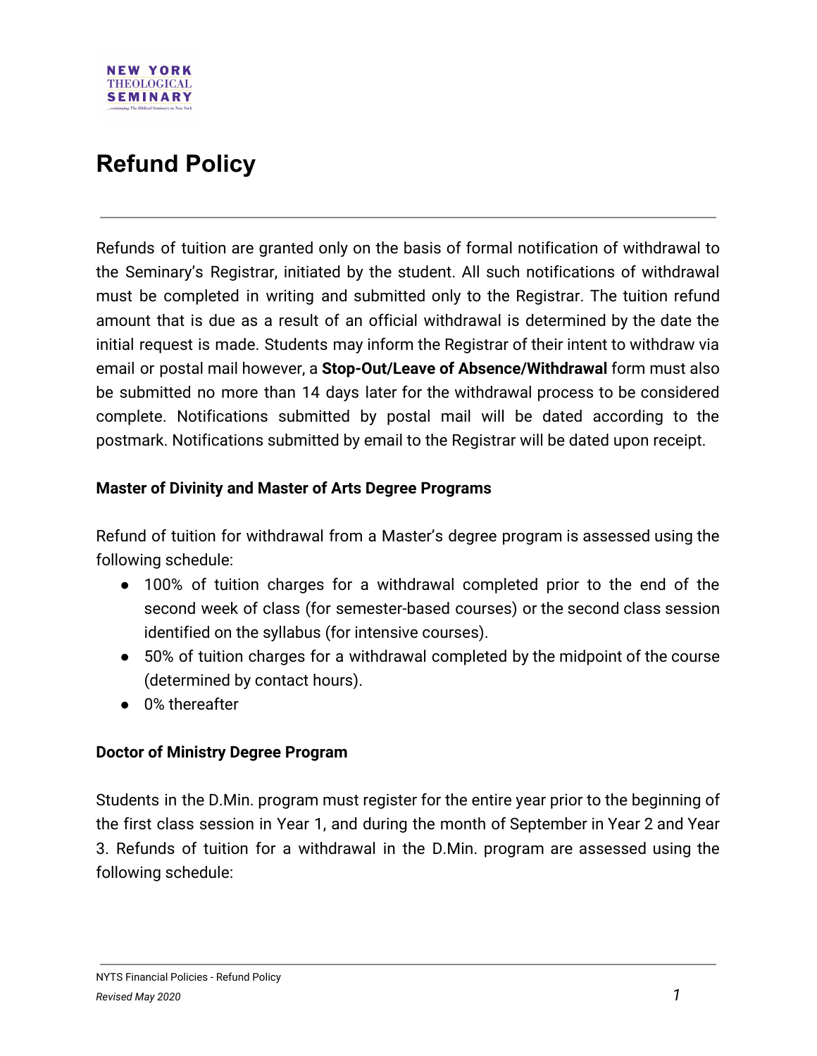# Refund Policy

---

Refunds of tuition are granted only on the basis of formal notification of withdrawal to the Seminary's Registrar, initiated by the student. All such notifications of withdrawal must be completed in writing and submitted only to the Registrar. The tuition refund amount that is due as a result of an official withdrawal is determined by the date the initial request is made. Students may inform the Registrar of their intent to withdraw via email or postal mail however, a **Stop-Out/Leave of Absence/Withdrawal** form must also be submitted no more than 14 days later for the withdrawal process to be considered complete. Notifications submitted by postal mail will be dated according to the postmark. Notifications submitted by email to the Registrar will be dated upon receipt.

### Master of Divinity and Master of Arts Degree Programs

Refund of tuition for withdrawal from a Master's degree program is assessed using the following schedule:

- 100% of tuition charges for a withdrawal completed prior to the end of the second week of class (for semester-based courses) or the second class session identified on the syllabus (for intensive courses).
- 50% of tuition charges for a withdrawal completed by the midpoint of the course (determined by contact hours).
- 0% thereafter

### Doctor of Ministry Degree Program

Students in the D.Min. program must register for the entire year prior to the beginning of the first class session in Year 1, and during the month of September in Year 2 and Year 3. Refunds of tuition for a withdrawal in the D.Min. program are assessed using the following schedule: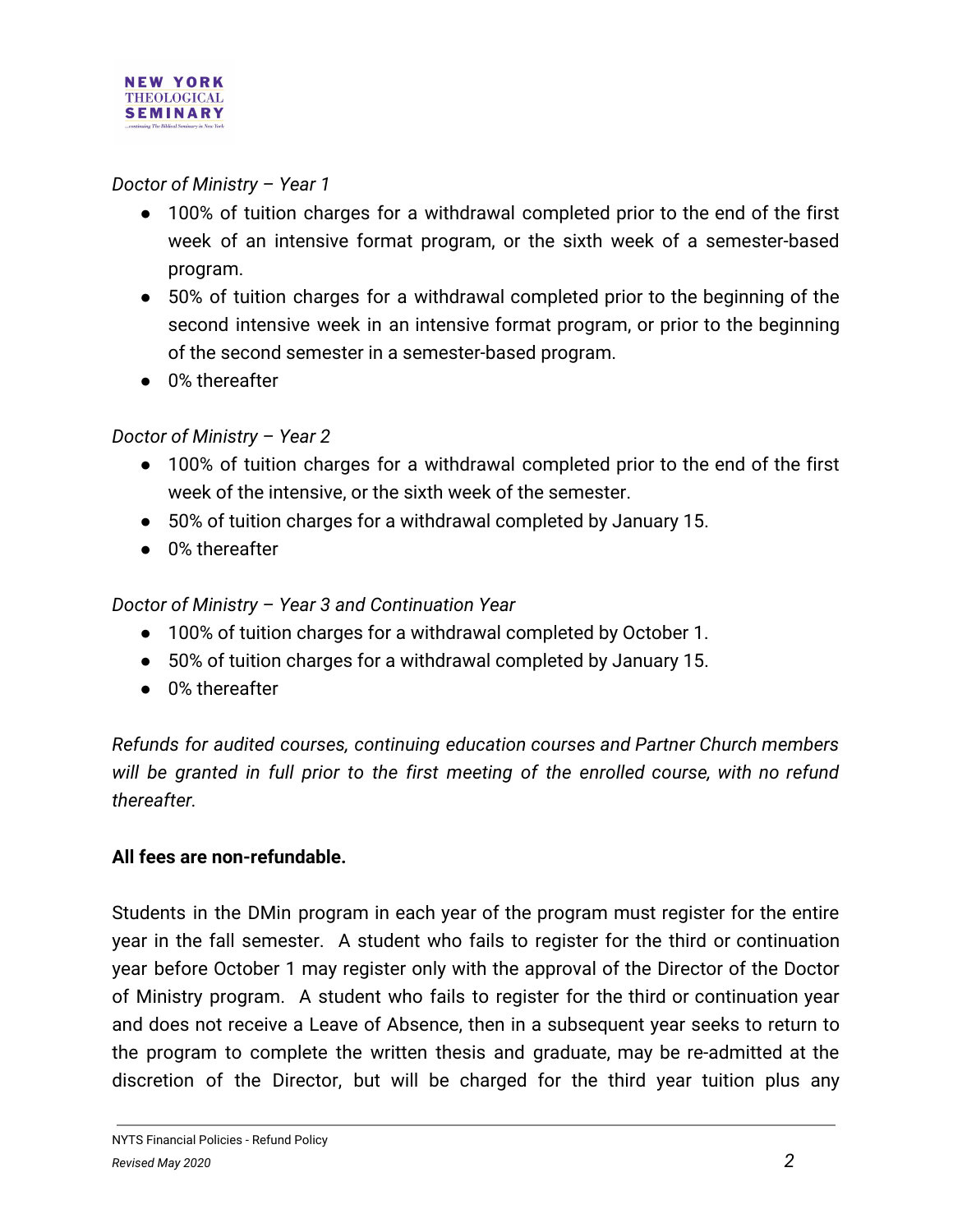*Doctor of Ministry – Year 1*

- 100% of tuition charges for a withdrawal completed prior to the end of the first week of an intensive format program, or the sixth week of a semester-based program.
- 50% of tuition charges for a withdrawal completed prior to the beginning of the second intensive week in an intensive format program, or prior to the beginning of the second semester in a semester-based program.
- 0% thereafter

*Doctor of Ministry – Year 2*

- 100% of tuition charges for a withdrawal completed prior to the end of the first week of the intensive, or the sixth week of the semester.
- 50% of tuition charges for a withdrawal completed by January 15.
- 0% thereafter

*Doctor of Ministry – Year 3 and Continuation Year*

- 100% of tuition charges for a withdrawal completed by October 1.
- 50% of tuition charges for a withdrawal completed by January 15.
- 0% thereafter

*Refunds for audited courses, continuing education courses and Partner Church members will be granted in full prior to the first meeting of the enrolled course, with no refund thereafter.*

**All fees are non-refundable.**

Students in the DMin program in each year of the program must register for the entire year in the fall semester. A student who fails to register for the third or continuation year before October 1 may register only with the approval of the Director of the Doctor of Ministry program. A student who fails to register for the third or continuation year and does not receive a Leave of Absence, then in a subsequent year seeks to return to the program to complete the written thesis and graduate, may be re-admitted at the discretion of the Director, but will be charged for the third year tuition plus any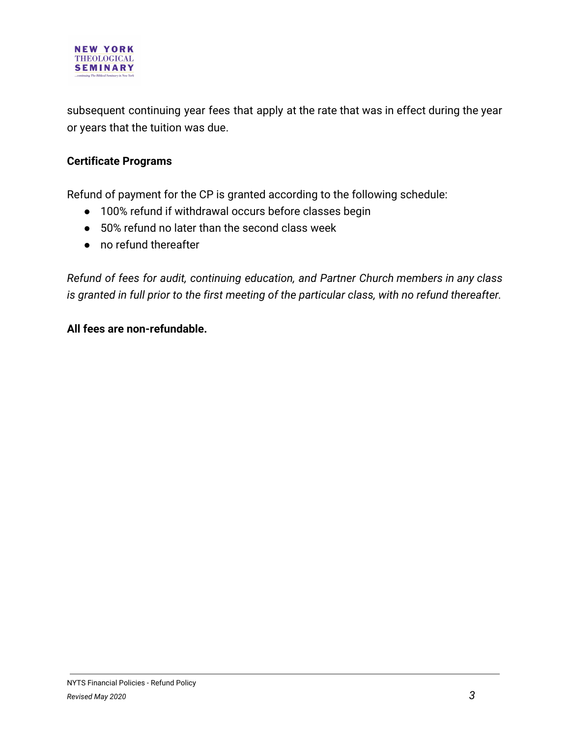subsequent continuing year fees that apply at the rate that was in effect during the year or years that the tuition was due.

**Certificate Programs**

Refund of payment for the CP is granted according to the following schedule:

- 100% refund if withdrawal occurs before classes begin
- 50% refund no later than the second class week
- no refund thereafter

*Refund of fees for audit, continuing education, and Partner Church members in any class is granted in full prior to the first meeting of the particular class, with no refund thereafter.*

**All fees are non-refundable.**